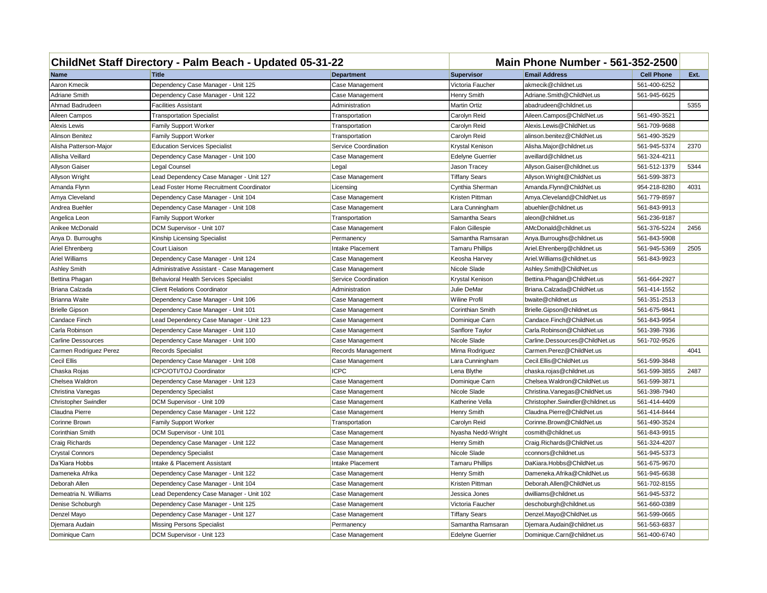| ChildNet Staff Directory - Palm Beach - Updated 05-31-22 | | | Main Phone Number - 561-352-2500 | | | |
|---|---|---|---|---|---|---|
| **Name** | **Title** | **Department** | **Supervisor** | **Email Address** | **Cell Phone** | **Ext.** |
| Aaron Kmecik | Dependency Case Manager - Unit 125 | Case Management | Victoria Faucher | akmecik@childnet.us | 561-400-6252 | |
| Adriane Smith | Dependency Case Manager - Unit 122 | Case Management | Henry Smith | Adriane.Smith@ChildNet.us | 561-945-6625 | |
| Ahmad Badrudeen | Facilities Assistant | Administration | Martin Ortiz | abadrudeen@childnet.us | | 5355 |
| Aileen Campos | Transportation Specialist | Transportation | Carolyn Reid | Aileen.Campos@ChildNet.us | 561-490-3521 | |
| Alexis Lewis | Family Support Worker | Transportation | Carolyn Reid | Alexis.Lewis@ChildNet.us | 561-709-9688 | |
| Alinson Benitez | Family Support Worker | Transportation | Carolyn Reid | alinson.benitez@ChildNet.us | 561-490-3529 | |
| Alisha Patterson-Major | Education Services Specialist | Service Coordination | Krystal Kenison | Alisha.Major@childnet.us | 561-945-5374 | 2370 |
| Allisha Veillard | Dependency Case Manager - Unit 100 | Case Management | Edelyne Guerrier | aveillard@childnet.us | 561-324-4211 | |
| Allyson Gaiser | Legal Counsel | Legal | Jason Tracey | Allyson.Gaiser@childnet.us | 561-512-1379 | 5344 |
| Allyson Wright | Lead Dependency Case Manager - Unit 127 | Case Management | Tiffany Sears | Allyson.Wright@ChildNet.us | 561-599-3873 | |
| Amanda Flynn | Lead Foster Home Recruitment Coordinator | Licensing | Cynthia Sherman | Amanda.Flynn@ChildNet.us | 954-218-8280 | 4031 |
| Amya Cleveland | Dependency Case Manager - Unit 104 | Case Management | Kristen Pittman | Amya.Cleveland@ChildNet.us | 561-779-8597 | |
| Andrea Buehler | Dependency Case Manager - Unit 108 | Case Management | Lara Cunningham | abuehler@childnet.us | 561-843-9913 | |
| Angelica Leon | Family Support Worker | Transportation | Samantha Sears | aleon@childnet.us | 561-236-9187 | |
| Anikee McDonald | DCM Supervisor - Unit 107 | Case Management | Falon Gillespie | AMcDonald@childnet.us | 561-376-5224 | 2456 |
| Anya D. Burroughs | Kinship Licensing Specialist | Permanency | Samantha Ramsaran | Anya.Burroughs@childnet.us | 561-843-5908 | |
| Ariel Ehrenberg | Court Liaison | Intake Placement | Tamaru Phillips | Ariel.Ehrenberg@childnet.us | 561-945-5369 | 2505 |
| Ariel Williams | Dependency Case Manager - Unit 124 | Case Management | Keosha Harvey | Ariel.Williams@childnet.us | 561-843-9923 | |
| Ashley Smith | Administrative Assistant - Case Management | Case Management | Nicole Slade | Ashley.Smith@ChildNet.us | | |
| Bettina Phagan | Behavioral Health Services Specialist | Service Coordination | Krystal Kenison | Bettina.Phagan@ChildNet.us | 561-664-2927 | |
| Briana Calzada | Client Relations Coordinator | Administration | Julie DeMar | Briana.Calzada@ChildNet.us | 561-414-1552 | |
| Brianna Waite | Dependency Case Manager - Unit 106 | Case Management | Wiline Profil | bwaite@childnet.us | 561-351-2513 | |
| Brielle Gipson | Dependency Case Manager - Unit 101 | Case Management | Corinthian Smith | Brielle.Gipson@childnet.us | 561-675-9841 | |
| Candace Finch | Lead Dependency Case Manager - Unit 123 | Case Management | Dominique Carn | Candace.Finch@ChildNet.us | 561-843-9954 | |
| Carla Robinson | Dependency Case Manager - Unit 110 | Case Management | Sanflore Taylor | Carla.Robinson@ChildNet.us | 561-398-7936 | |
| Carline Dessources | Dependency Case Manager - Unit 100 | Case Management | Nicole Slade | Carline.Dessources@ChildNet.us | 561-702-9526 | |
| Carmen Rodriguez Perez | Records Specialist | Records Management | Mirna Rodriguez | Carmen.Perez@ChildNet.us | | 4041 |
| Cecil Ellis | Dependency Case Manager - Unit 108 | Case Management | Lara Cunningham | Cecil.Ellis@ChildNet.us | 561-599-3848 | |
| Chaska Rojas | ICPC/OTI/TOJ Coordinator | ICPC | Lena Blythe | chaska.rojas@childnet.us | 561-599-3855 | 2487 |
| Chelsea Waldron | Dependency Case Manager - Unit 123 | Case Management | Dominique Carn | Chelsea.Waldron@ChildNet.us | 561-599-3871 | |
| Christina Vanegas | Dependency Specialist | Case Management | Nicole Slade | Christina.Vanegas@ChildNet.us | 561-398-7940 | |
| Christopher Swindler | DCM Supervisor - Unit 109 | Case Management | Katherine Vella | Christopher.Swindler@childnet.us | 561-414-4409 | |
| Claudna Pierre | Dependency Case Manager - Unit 122 | Case Management | Henry Smith | Claudna.Pierre@ChildNet.us | 561-414-8444 | |
| Corinne Brown | Family Support Worker | Transportation | Carolyn Reid | Corinne.Brown@ChildNet.us | 561-490-3524 | |
| Corinthian Smith | DCM Supervisor - Unit 101 | Case Management | Nyasha Nedd-Wright | cosmith@childnet.us | 561-843-9915 | |
| Craig Richards | Dependency Case Manager - Unit 122 | Case Management | Henry Smith | Craig.Richards@ChildNet.us | 561-324-4207 | |
| Crystal Connors | Dependency Specialist | Case Management | Nicole Slade | cconnors@childnet.us | 561-945-5373 | |
| Da'Kiara Hobbs | Intake & Placement Assistant | Intake Placement | Tamaru Phillips | DaKiara.Hobbs@ChildNet.us | 561-675-9670 | |
| Dameneka Afrika | Dependency Case Manager - Unit 122 | Case Management | Henry Smith | Dameneka.Afrika@ChildNet.us | 561-945-6638 | |
| Deborah Allen | Dependency Case Manager - Unit 104 | Case Management | Kristen Pittman | Deborah.Allen@ChildNet.us | 561-702-8155 | |
| Demeatria N. Williams | Lead Dependency Case Manager - Unit 102 | Case Management | Jessica Jones | dwilliams@childnet.us | 561-945-5372 | |
| Denise Schoburgh | Dependency Case Manager - Unit 125 | Case Management | Victoria Faucher | deschoburgh@childnet.us | 561-660-0389 | |
| Denzel Mayo | Dependency Case Manager - Unit 127 | Case Management | Tiffany Sears | Denzel.Mayo@ChildNet.us | 561-599-0665 | |
| Djemara Audain | Missing Persons Specialist | Permanency | Samantha Ramsaran | Djemara.Audain@childnet.us | 561-563-6837 | |
| Dominique Carn | DCM Supervisor - Unit 123 | Case Management | Edelyne Guerrier | Dominique.Carn@childnet.us | 561-400-6740 | |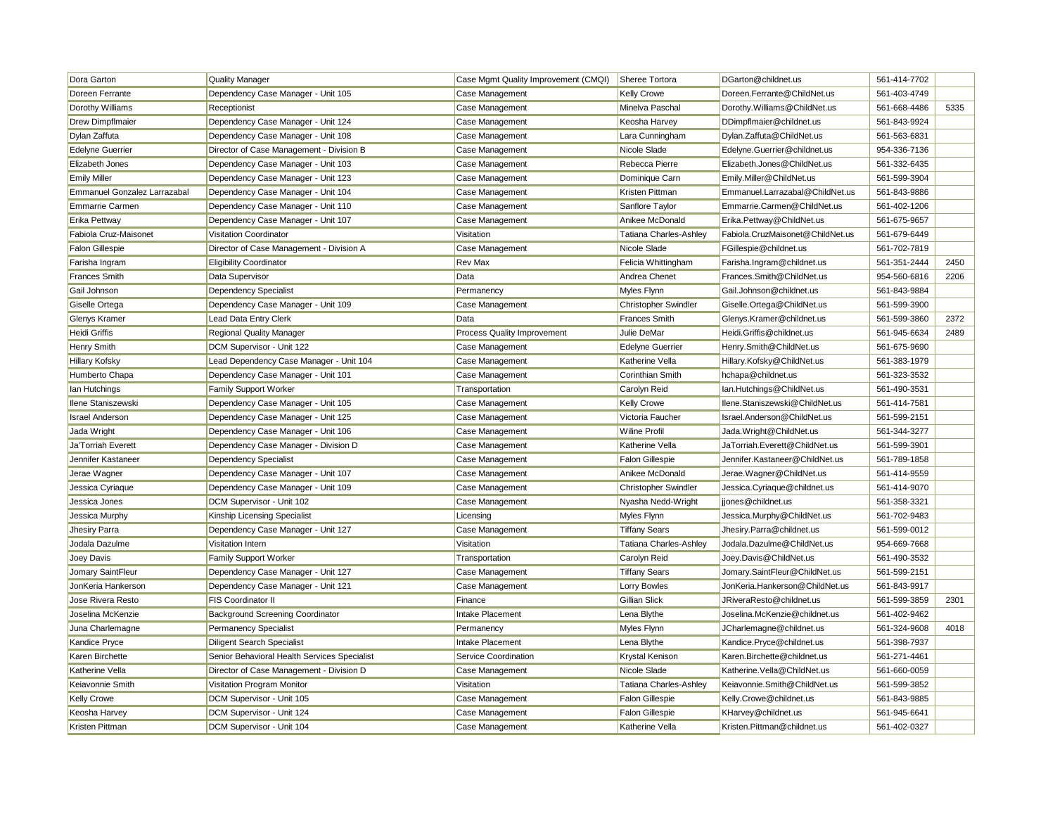| Dora Garton | Quality Manager | Case Mgmt Quality Improvement (CMQI) | Sheree Tortora | DGarton@childnet.us | 561-414-7702 | |
|---|---|---|---|---|---|---|
| Doreen Ferrante | Dependency Case Manager - Unit 105 | Case Management | Kelly Crowe | Doreen.Ferrante@ChildNet.us | 561-403-4749 | |
| Dorothy Williams | Receptionist | Case Management | Minelva Paschal | Dorothy.Williams@ChildNet.us | 561-668-4486 | 5335 |
| Drew Dimpflmaier | Dependency Case Manager - Unit 124 | Case Management | Keosha Harvey | DDimpflmaier@childnet.us | 561-843-9924 | |
| Dylan Zaffuta | Dependency Case Manager - Unit 108 | Case Management | Lara Cunningham | Dylan.Zaffuta@ChildNet.us | 561-563-6831 | |
| Edelyne Guerrier | Director of Case Management - Division B | Case Management | Nicole Slade | Edelyne.Guerrier@childnet.us | 954-336-7136 | |
| Elizabeth Jones | Dependency Case Manager - Unit 103 | Case Management | Rebecca Pierre | Elizabeth.Jones@ChildNet.us | 561-332-6435 | |
| Emily Miller | Dependency Case Manager - Unit 123 | Case Management | Dominique Carn | Emily.Miller@ChildNet.us | 561-599-3904 | |
| Emmanuel Gonzalez Larrazabal | Dependency Case Manager - Unit 104 | Case Management | Kristen Pittman | Emmanuel.Larrazabal@ChildNet.us | 561-843-9886 | |
| Emmarrie Carmen | Dependency Case Manager - Unit 110 | Case Management | Sanflore Taylor | Emmarrie.Carmen@ChildNet.us | 561-402-1206 | |
| Erika Pettway | Dependency Case Manager - Unit 107 | Case Management | Anikee McDonald | Erika.Pettway@ChildNet.us | 561-675-9657 | |
| Fabiola Cruz-Maisonet | Visitation Coordinator | Visitation | Tatiana Charles-Ashley | Fabiola.CruzMaisonet@ChildNet.us | 561-679-6449 | |
| Falon Gillespie | Director of Case Management - Division A | Case Management | Nicole Slade | FGillespie@childnet.us | 561-702-7819 | |
| Farisha Ingram | Eligibility Coordinator | Rev Max | Felicia Whittingham | Farisha.Ingram@childnet.us | 561-351-2444 | 2450 |
| Frances Smith | Data Supervisor | Data | Andrea Chenet | Frances.Smith@ChildNet.us | 954-560-6816 | 2206 |
| Gail Johnson | Dependency Specialist | Permanency | Myles Flynn | Gail.Johnson@childnet.us | 561-843-9884 | |
| Giselle Ortega | Dependency Case Manager - Unit 109 | Case Management | Christopher Swindler | Giselle.Ortega@ChildNet.us | 561-599-3900 | |
| Glenys Kramer | Lead Data Entry Clerk | Data | Frances Smith | Glenys.Kramer@childnet.us | 561-599-3860 | 2372 |
| Heidi Griffis | Regional Quality Manager | Process Quality Improvement | Julie DeMar | Heidi.Griffis@childnet.us | 561-945-6634 | 2489 |
| Henry Smith | DCM Supervisor - Unit 122 | Case Management | Edelyne Guerrier | Henry.Smith@ChildNet.us | 561-675-9690 | |
| Hillary Kofsky | Lead Dependency Case Manager - Unit 104 | Case Management | Katherine Vella | Hillary.Kofsky@ChildNet.us | 561-383-1979 | |
| Humberto Chapa | Dependency Case Manager - Unit 101 | Case Management | Corinthian Smith | hchapa@childnet.us | 561-323-3532 | |
| Ian Hutchings | Family Support Worker | Transportation | Carolyn Reid | Ian.Hutchings@ChildNet.us | 561-490-3531 | |
| Ilene Staniszewski | Dependency Case Manager - Unit 105 | Case Management | Kelly Crowe | Ilene.Staniszewski@ChildNet.us | 561-414-7581 | |
| Israel Anderson | Dependency Case Manager - Unit 125 | Case Management | Victoria Faucher | Israel.Anderson@ChildNet.us | 561-599-2151 | |
| Jada Wright | Dependency Case Manager - Unit 106 | Case Management | Wiline Profil | Jada.Wright@ChildNet.us | 561-344-3277 | |
| Ja'Torriah Everett | Dependency Case Manager - Division D | Case Management | Katherine Vella | JaTorriah.Everett@ChildNet.us | 561-599-3901 | |
| Jennifer Kastaneer | Dependency Specialist | Case Management | Falon Gillespie | Jennifer.Kastaneer@ChildNet.us | 561-789-1858 | |
| Jerae Wagner | Dependency Case Manager - Unit 107 | Case Management | Anikee McDonald | Jerae.Wagner@ChildNet.us | 561-414-9559 | |
| Jessica Cyriaque | Dependency Case Manager - Unit 109 | Case Management | Christopher Swindler | Jessica.Cyriaque@childnet.us | 561-414-9070 | |
| Jessica Jones | DCM Supervisor - Unit 102 | Case Management | Nyasha Nedd-Wright | jjones@childnet.us | 561-358-3321 | |
| Jessica Murphy | Kinship Licensing Specialist | Licensing | Myles Flynn | Jessica.Murphy@ChildNet.us | 561-702-9483 | |
| Jhesiry Parra | Dependency Case Manager - Unit 127 | Case Management | Tiffany Sears | Jhesiry.Parra@childnet.us | 561-599-0012 | |
| Jodala Dazulme | Visitation Intern | Visitation | Tatiana Charles-Ashley | Jodala.Dazulme@ChildNet.us | 954-669-7668 | |
| Joey Davis | Family Support Worker | Transportation | Carolyn Reid | Joey.Davis@ChildNet.us | 561-490-3532 | |
| Jomary SaintFleur | Dependency Case Manager - Unit 127 | Case Management | Tiffany Sears | Jomary.SaintFleur@ChildNet.us | 561-599-2151 | |
| JonKeria Hankerson | Dependency Case Manager - Unit 121 | Case Management | Lorry Bowles | JonKeria.Hankerson@ChildNet.us | 561-843-9917 | |
| Jose Rivera Resto | FIS Coordinator II | Finance | Gillian Slick | JRiveraResto@childnet.us | 561-599-3859 | 2301 |
| Joselina McKenzie | Background Screening Coordinator | Intake Placement | Lena Blythe | Joselina.McKenzie@childnet.us | 561-402-9462 | |
| Juna Charlemagne | Permanency Specialist | Permanency | Myles Flynn | JCharlemagne@childnet.us | 561-324-9608 | 4018 |
| Kandice Pryce | Diligent Search Specialist | Intake Placement | Lena Blythe | Kandice.Pryce@childnet.us | 561-398-7937 | |
| Karen Birchette | Senior Behavioral Health Services Specialist | Service Coordination | Krystal Kenison | Karen.Birchette@childnet.us | 561-271-4461 | |
| Katherine Vella | Director of Case Management - Division D | Case Management | Nicole Slade | Katherine.Vella@ChildNet.us | 561-660-0059 | |
| Keiavonnie Smith | Visitation Program Monitor | Visitation | Tatiana Charles-Ashley | Keiavonnie.Smith@ChildNet.us | 561-599-3852 | |
| Kelly Crowe | DCM Supervisor - Unit 105 | Case Management | Falon Gillespie | Kelly.Crowe@childnet.us | 561-843-9885 | |
| Keosha Harvey | DCM Supervisor - Unit 124 | Case Management | Falon Gillespie | KHarvey@childnet.us | 561-945-6641 | |
| Kristen Pittman | DCM Supervisor - Unit 104 | Case Management | Katherine Vella | Kristen.Pittman@childnet.us | 561-402-0327 | |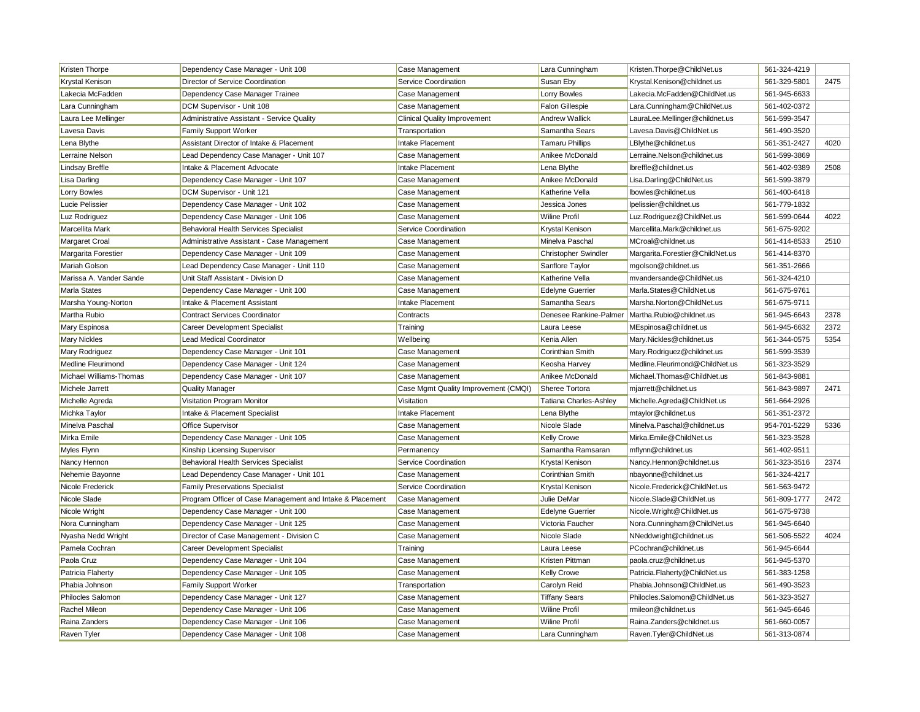| Kristen Thorpe | Dependency Case Manager - Unit 108 | Case Management | Lara Cunningham | Kristen.Thorpe@ChildNet.us | 561-324-4219 | |
|---|---|---|---|---|---|---|
| Krystal Kenison | Director of Service Coordination | Service Coordination | Susan Eby | Krystal.Kenison@childnet.us | 561-329-5801 | 2475 |
| Lakecia McFadden | Dependency Case Manager Trainee | Case Management | Lorry Bowles | Lakecia.McFadden@ChildNet.us | 561-945-6633 | |
| Lara Cunningham | DCM Supervisor - Unit 108 | Case Management | Falon Gillespie | Lara.Cunningham@ChildNet.us | 561-402-0372 | |
| Laura Lee Mellinger | Administrative Assistant - Service Quality | Clinical Quality Improvement | Andrew Wallick | LauraLee.Mellinger@childnet.us | 561-599-3547 | |
| Lavesa Davis | Family Support Worker | Transportation | Samantha Sears | Lavesa.Davis@ChildNet.us | 561-490-3520 | |
| Lena Blythe | Assistant Director of Intake & Placement | Intake Placement | Tamaru Phillips | LBlythe@childnet.us | 561-351-2427 | 4020 |
| Lerraine Nelson | Lead Dependency Case Manager - Unit 107 | Case Management | Anikee McDonald | Lerraine.Nelson@childnet.us | 561-599-3869 | |
| Lindsay Breffle | Intake & Placement Advocate | Intake Placement | Lena Blythe | lbreffle@childnet.us | 561-402-9389 | 2508 |
| Lisa Darling | Dependency Case Manager - Unit 107 | Case Management | Anikee McDonald | Lisa.Darling@ChildNet.us | 561-599-3879 | |
| Lorry Bowles | DCM Supervisor - Unit 121 | Case Management | Katherine Vella | lbowles@childnet.us | 561-400-6418 | |
| Lucie Pelissier | Dependency Case Manager - Unit 102 | Case Management | Jessica Jones | lpelissier@childnet.us | 561-779-1832 | |
| Luz Rodriguez | Dependency Case Manager - Unit 106 | Case Management | Wiline Profil | Luz.Rodriguez@ChildNet.us | 561-599-0644 | 4022 |
| Marcellita Mark | Behavioral Health Services Specialist | Service Coordination | Krystal Kenison | Marcellita.Mark@childnet.us | 561-675-9202 | |
| Margaret Croal | Administrative Assistant - Case Management | Case Management | Minelva Paschal | MCroal@childnet.us | 561-414-8533 | 2510 |
| Margarita Forestier | Dependency Case Manager - Unit 109 | Case Management | Christopher Swindler | Margarita.Forestier@ChildNet.us | 561-414-8370 | |
| Mariah Golson | Lead Dependency Case Manager - Unit 110 | Case Management | Sanflore Taylor | mgolson@childnet.us | 561-351-2666 | |
| Marissa A. Vander Sande | Unit Staff Assistant - Division D | Case Management | Katherine Vella | mvandersande@ChildNet.us | 561-324-4210 | |
| Marla States | Dependency Case Manager - Unit 100 | Case Management | Edelyne Guerrier | Marla.States@ChildNet.us | 561-675-9761 | |
| Marsha Young-Norton | Intake & Placement Assistant | Intake Placement | Samantha Sears | Marsha.Norton@ChildNet.us | 561-675-9711 | |
| Martha Rubio | Contract Services Coordinator | Contracts | Denesee Rankine-Palmer | Martha.Rubio@childnet.us | 561-945-6643 | 2378 |
| Mary Espinosa | Career Development Specialist | Training | Laura Leese | MEspinosa@childnet.us | 561-945-6632 | 2372 |
| Mary Nickles | Lead Medical Coordinator | Wellbeing | Kenia Allen | Mary.Nickles@childnet.us | 561-344-0575 | 5354 |
| Mary Rodriguez | Dependency Case Manager - Unit 101 | Case Management | Corinthian Smith | Mary.Rodriguez@childnet.us | 561-599-3539 | |
| Medline Fleurimond | Dependency Case Manager - Unit 124 | Case Management | Keosha Harvey | Medline.Fleurimond@ChildNet.us | 561-323-3529 | |
| Michael Williams-Thomas | Dependency Case Manager - Unit 107 | Case Management | Anikee McDonald | Michael.Thomas@ChildNet.us | 561-843-9881 | |
| Michele Jarrett | Quality Manager | Case Mgmt Quality Improvement (CMQI) | Sheree Tortora | mjarrett@childnet.us | 561-843-9897 | 2471 |
| Michelle Agreda | Visitation Program Monitor | Visitation | Tatiana Charles-Ashley | Michelle.Agreda@ChildNet.us | 561-664-2926 | |
| Michka Taylor | Intake & Placement Specialist | Intake Placement | Lena Blythe | mtaylor@childnet.us | 561-351-2372 | |
| Minelva Paschal | Office Supervisor | Case Management | Nicole Slade | Minelva.Paschal@childnet.us | 954-701-5229 | 5336 |
| Mirka Emile | Dependency Case Manager - Unit 105 | Case Management | Kelly Crowe | Mirka.Emile@ChildNet.us | 561-323-3528 | |
| Myles Flynn | Kinship Licensing Supervisor | Permanency | Samantha Ramsaran | mflynn@childnet.us | 561-402-9511 | |
| Nancy Hennon | Behavioral Health Services Specialist | Service Coordination | Krystal Kenison | Nancy.Hennon@childnet.us | 561-323-3516 | 2374 |
| Nehemie Bayonne | Lead Dependency Case Manager - Unit 101 | Case Management | Corinthian Smith | nbayonne@childnet.us | 561-324-4217 | |
| Nicole Frederick | Family Preservations Specialist | Service Coordination | Krystal Kenison | Nicole.Frederick@ChildNet.us | 561-563-9472 | |
| Nicole Slade | Program Officer of Case Management and Intake & Placement | Case Management | Julie DeMar | Nicole.Slade@ChildNet.us | 561-809-1777 | 2472 |
| Nicole Wright | Dependency Case Manager - Unit 100 | Case Management | Edelyne Guerrier | Nicole.Wright@ChildNet.us | 561-675-9738 | |
| Nora Cunningham | Dependency Case Manager - Unit 125 | Case Management | Victoria Faucher | Nora.Cunningham@ChildNet.us | 561-945-6640 | |
| Nyasha Nedd Wright | Director of Case Management - Division C | Case Management | Nicole Slade | NNeddwright@childnet.us | 561-506-5522 | 4024 |
| Pamela Cochran | Career Development Specialist | Training | Laura Leese | PCochran@childnet.us | 561-945-6644 | |
| Paola Cruz | Dependency Case Manager - Unit 104 | Case Management | Kristen Pittman | paola.cruz@childnet.us | 561-945-5370 | |
| Patricia Flaherty | Dependency Case Manager - Unit 105 | Case Management | Kelly Crowe | Patricia.Flaherty@ChildNet.us | 561-383-1258 | |
| Phabia Johnson | Family Support Worker | Transportation | Carolyn Reid | Phabia.Johnson@ChildNet.us | 561-490-3523 | |
| Philocles Salomon | Dependency Case Manager - Unit 127 | Case Management | Tiffany Sears | Philocles.Salomon@ChildNet.us | 561-323-3527 | |
| Rachel Mileon | Dependency Case Manager - Unit 106 | Case Management | Wiline Profil | rmileon@childnet.us | 561-945-6646 | |
| Raina Zanders | Dependency Case Manager - Unit 106 | Case Management | Wiline Profil | Raina.Zanders@childnet.us | 561-660-0057 | |
| Raven Tyler | Dependency Case Manager - Unit 108 | Case Management | Lara Cunningham | Raven.Tyler@ChildNet.us | 561-313-0874 | |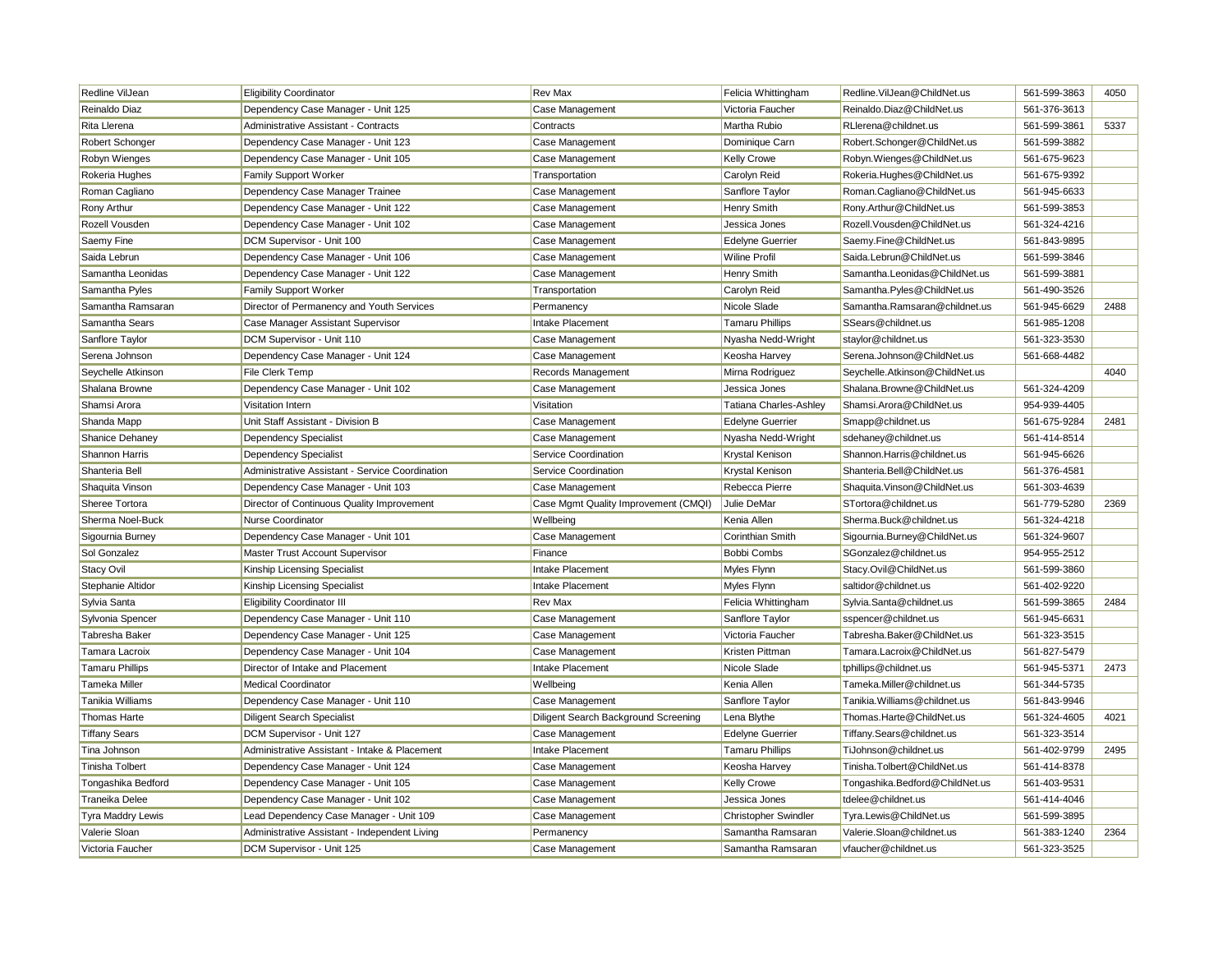| | | | | | | |
|---|---|---|---|---|---|---|
| Redline VilJean | Eligibility Coordinator | Rev Max | Felicia Whittingham | Redline.VilJean@ChildNet.us | 561-599-3863 | 4050 |
| Reinaldo Diaz | Dependency Case Manager - Unit 125 | Case Management | Victoria Faucher | Reinaldo.Diaz@ChildNet.us | 561-376-3613 | |
| Rita Llerena | Administrative Assistant - Contracts | Contracts | Martha Rubio | RLlerena@childnet.us | 561-599-3861 | 5337 |
| Robert Schonger | Dependency Case Manager - Unit 123 | Case Management | Dominique Carn | Robert.Schonger@ChildNet.us | 561-599-3882 | |
| Robyn Wienges | Dependency Case Manager - Unit 105 | Case Management | Kelly Crowe | Robyn.Wienges@ChildNet.us | 561-675-9623 | |
| Rokeria Hughes | Family Support Worker | Transportation | Carolyn Reid | Rokeria.Hughes@ChildNet.us | 561-675-9392 | |
| Roman Cagliano | Dependency Case Manager Trainee | Case Management | Sanflore Taylor | Roman.Cagliano@ChildNet.us | 561-945-6633 | |
| Rony Arthur | Dependency Case Manager - Unit 122 | Case Management | Henry Smith | Rony.Arthur@ChildNet.us | 561-599-3853 | |
| Rozell Vousden | Dependency Case Manager - Unit 102 | Case Management | Jessica Jones | Rozell.Vousden@ChildNet.us | 561-324-4216 | |
| Saemy Fine | DCM Supervisor - Unit 100 | Case Management | Edelyne Guerrier | Saemy.Fine@ChildNet.us | 561-843-9895 | |
| Saida Lebrun | Dependency Case Manager - Unit 106 | Case Management | Wiline Profil | Saida.Lebrun@ChildNet.us | 561-599-3846 | |
| Samantha Leonidas | Dependency Case Manager - Unit 122 | Case Management | Henry Smith | Samantha.Leonidas@ChildNet.us | 561-599-3881 | |
| Samantha Pyles | Family Support Worker | Transportation | Carolyn Reid | Samantha.Pyles@ChildNet.us | 561-490-3526 | |
| Samantha Ramsaran | Director of Permanency and Youth Services | Permanency | Nicole Slade | Samantha.Ramsaran@childnet.us | 561-945-6629 | 2488 |
| Samantha Sears | Case Manager Assistant Supervisor | Intake Placement | Tamaru Phillips | SSears@childnet.us | 561-985-1208 | |
| Sanflore Taylor | DCM Supervisor - Unit 110 | Case Management | Nyasha Nedd-Wright | staylor@childnet.us | 561-323-3530 | |
| Serena Johnson | Dependency Case Manager - Unit 124 | Case Management | Keosha Harvey | Serena.Johnson@ChildNet.us | 561-668-4482 | |
| Seychelle Atkinson | File Clerk Temp | Records Management | Mirna Rodriguez | Seychelle.Atkinson@ChildNet.us | | 4040 |
| Shalana Browne | Dependency Case Manager - Unit 102 | Case Management | Jessica Jones | Shalana.Browne@ChildNet.us | 561-324-4209 | |
| Shamsi Arora | Visitation Intern | Visitation | Tatiana Charles-Ashley | Shamsi.Arora@ChildNet.us | 954-939-4405 | |
| Shanda Mapp | Unit Staff Assistant - Division B | Case Management | Edelyne Guerrier | Smapp@childnet.us | 561-675-9284 | 2481 |
| Shanice Dehaney | Dependency Specialist | Case Management | Nyasha Nedd-Wright | sdehaney@childnet.us | 561-414-8514 | |
| Shannon Harris | Dependency Specialist | Service Coordination | Krystal Kenison | Shannon.Harris@childnet.us | 561-945-6626 | |
| Shanteria Bell | Administrative Assistant - Service Coordination | Service Coordination | Krystal Kenison | Shanteria.Bell@ChildNet.us | 561-376-4581 | |
| Shaquita Vinson | Dependency Case Manager - Unit 103 | Case Management | Rebecca Pierre | Shaquita.Vinson@ChildNet.us | 561-303-4639 | |
| Sheree Tortora | Director of Continuous Quality Improvement | Case Mgmt Quality Improvement (CMQI) | Julie DeMar | STortora@childnet.us | 561-779-5280 | 2369 |
| Sherma Noel-Buck | Nurse Coordinator | Wellbeing | Kenia Allen | Sherma.Buck@childnet.us | 561-324-4218 | |
| Sigournia Burney | Dependency Case Manager - Unit 101 | Case Management | Corinthian Smith | Sigournia.Burney@ChildNet.us | 561-324-9607 | |
| Sol Gonzalez | Master Trust Account Supervisor | Finance | Bobbi Combs | SGonzalez@childnet.us | 954-955-2512 | |
| Stacy Ovil | Kinship Licensing Specialist | Intake Placement | Myles Flynn | Stacy.Ovil@ChildNet.us | 561-599-3860 | |
| Stephanie Altidor | Kinship Licensing Specialist | Intake Placement | Myles Flynn | saltidor@childnet.us | 561-402-9220 | |
| Sylvia Santa | Eligibility Coordinator III | Rev Max | Felicia Whittingham | Sylvia.Santa@childnet.us | 561-599-3865 | 2484 |
| Sylvonia Spencer | Dependency Case Manager - Unit 110 | Case Management | Sanflore Taylor | sspencer@childnet.us | 561-945-6631 | |
| Tabresha Baker | Dependency Case Manager - Unit 125 | Case Management | Victoria Faucher | Tabresha.Baker@ChildNet.us | 561-323-3515 | |
| Tamara Lacroix | Dependency Case Manager - Unit 104 | Case Management | Kristen Pittman | Tamara.Lacroix@ChildNet.us | 561-827-5479 | |
| Tamaru Phillips | Director of Intake and Placement | Intake Placement | Nicole Slade | tphillips@childnet.us | 561-945-5371 | 2473 |
| Tameka Miller | Medical Coordinator | Wellbeing | Kenia Allen | Tameka.Miller@childnet.us | 561-344-5735 | |
| Tanikia Williams | Dependency Case Manager - Unit 110 | Case Management | Sanflore Taylor | Tanikia.Williams@childnet.us | 561-843-9946 | |
| Thomas Harte | Diligent Search Specialist | Diligent Search Background Screening | Lena Blythe | Thomas.Harte@ChildNet.us | 561-324-4605 | 4021 |
| Tiffany Sears | DCM Supervisor - Unit 127 | Case Management | Edelyne Guerrier | Tiffany.Sears@childnet.us | 561-323-3514 | |
| Tina Johnson | Administrative Assistant - Intake & Placement | Intake Placement | Tamaru Phillips | TiJohnson@childnet.us | 561-402-9799 | 2495 |
| Tinisha Tolbert | Dependency Case Manager - Unit 124 | Case Management | Keosha Harvey | Tinisha.Tolbert@ChildNet.us | 561-414-8378 | |
| Tongashika Bedford | Dependency Case Manager - Unit 105 | Case Management | Kelly Crowe | Tongashika.Bedford@ChildNet.us | 561-403-9531 | |
| Traneika Delee | Dependency Case Manager - Unit 102 | Case Management | Jessica Jones | tdelee@childnet.us | 561-414-4046 | |
| Tyra Maddry Lewis | Lead Dependency Case Manager - Unit 109 | Case Management | Christopher Swindler | Tyra.Lewis@ChildNet.us | 561-599-3895 | |
| Valerie Sloan | Administrative Assistant - Independent Living | Permanency | Samantha Ramsaran | Valerie.Sloan@childnet.us | 561-383-1240 | 2364 |
| Victoria Faucher | DCM Supervisor - Unit 125 | Case Management | Samantha Ramsaran | vfaucher@childnet.us | 561-323-3525 | |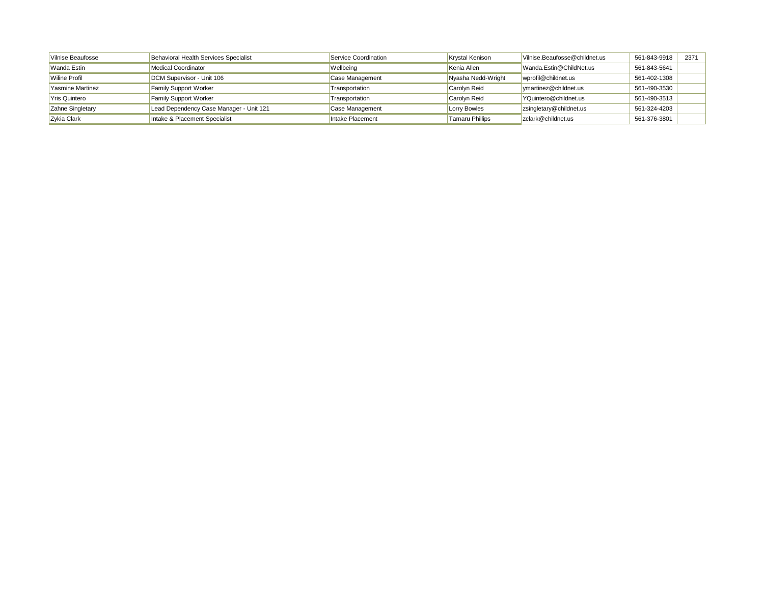| | | | | | | |
|---|---|---|---|---|---|---|
| Vilnise Beaufosse | Behavioral Health Services Specialist | Service Coordination | Krystal Kenison | Vilnise.Beaufosse@childnet.us | 561-843-9918 | 2371 |
| Wanda Estin | Medical Coordinator | Wellbeing | Kenia Allen | Wanda.Estin@ChildNet.us | 561-843-5641 | |
| Wiline Profil | DCM Supervisor - Unit 106 | Case Management | Nyasha Nedd-Wright | wprofil@childnet.us | 561-402-1308 | |
| Yasmine Martinez | Family Support Worker | Transportation | Carolyn Reid | ymartinez@childnet.us | 561-490-3530 | |
| Yris Quintero | Family Support Worker | Transportation | Carolyn Reid | YQuintero@childnet.us | 561-490-3513 | |
| Zahne Singletary | Lead Dependency Case Manager - Unit 121 | Case Management | Lorry Bowles | zsingletary@childnet.us | 561-324-4203 | |
| Zykia Clark | Intake & Placement Specialist | Intake Placement | Tamaru Phillips | zclark@childnet.us | 561-376-3801 | |